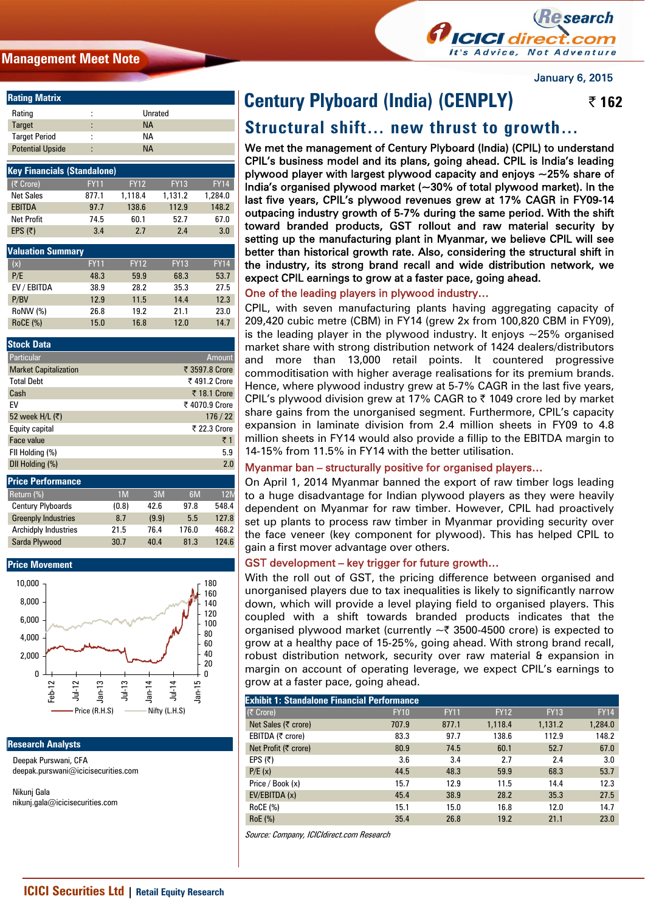Management Meet Note

January 6, 2015

# Century Plyboard (India) (CENPLY)

₹ 162

## Structural shift… new thrust to growth…

**We met the management of Century Plyboard (India) (CPIL) to understand CPIL's business model and its plans, going ahead. CPIL is India's leading plywood player with largest plywood capacity and enjoys ~25% share of India's organised plywood market (~30% of total plywood market). In the last five years, CPIL's plywood revenues grew at 17% CAGR in FY09-14 outpacing industry growth of 5-7% during the same period. With the shift toward branded products, GST rollout and raw material security by setting up the manufacturing plant in Myanmar, we believe CPIL will see better than historical growth rate. Also, considering the structural shift in the industry, its strong brand recall and wide distribution network, we expect CPIL earnings to grow at a faster pace, going ahead.**

### One of the leading players in plywood industry…

CPIL, with seven manufacturing plants having aggregating capacity of 209,420 cubic metre (CBM) in FY14 (grew 2x from 100,820 CBM in FY09), is the leading player in the plywood industry. It enjoys ~25% organised market share with strong distribution network of 1424 dealers/distributors and more than 13,000 retail points. It countered progressive commoditisation with higher average realisations for its premium brands. Hence, where plywood industry grew at 5-7% CAGR in the last five years, CPIL's plywood division grew at 17% CAGR to ₹ 1049 crore led by market share gains from the unorganised segment. Furthermore, CPIL's capacity expansion in laminate division from 2.4 million sheets in FY09 to 4.8 million sheets in FY14 would also provide a fillip to the EBITDA margin to 14-15% from 11.5% in FY14 with the better utilisation.

### Myanmar ban – structurally positive for organised players…

On April 1, 2014 Myanmar banned the export of raw timber logs leading to a huge disadvantage for Indian plywood players as they were heavily dependent on Myanmar for raw timber. However, CPIL had proactively set up plants to process raw timber in Myanmar providing security over the face veneer (key component for plywood). This has helped CPIL to gain a first mover advantage over others.

### GST development – key trigger for future growth…

With the roll out of GST, the pricing difference between organised and unorganised players due to tax inequalities is likely to significantly narrow down, which will provide a level playing field to organised players. This coupled with a shift towards branded products indicates that the organised plywood market (currently ~₹ 3500-4500 crore) is expected to grow at a healthy pace of 15-25%, going ahead. With strong brand recall, robust distribution network, security over raw material & expansion in margin on account of operating leverage, we expect CPIL's earnings to grow at a faster pace, going ahead.

**Exhibit 1: Standalone Financial Performance**

| (₹ Crore) | FY10 | FY11 | FY12 | FY13 | FY14 |
|---|---|---|---|---|---|
| Net Sales (₹ crore) | 707.9 | 877.1 | 1,118.4 | 1,131.2 | 1,284.0 |
| EBITDA (₹ crore) | 83.3 | 97.7 | 138.6 | 112.9 | 148.2 |
| Net Profit (₹ crore) | 80.9 | 74.5 | 60.1 | 52.7 | 67.0 |
| EPS (₹) | 3.6 | 3.4 | 2.7 | 2.4 | 3.0 |
| P/E (x) | 44.5 | 48.3 | 59.9 | 68.3 | 53.7 |
| Price / Book (x) | 15.7 | 12.9 | 11.5 | 14.4 | 12.3 |
| EV/EBITDA (x) | 45.4 | 38.9 | 28.2 | 35.3 | 27.5 |
| RoCE (%) | 15.1 | 15.0 | 16.8 | 12.0 | 14.7 |
| RoE (%) | 35.4 | 26.8 | 19.2 | 21.1 | 23.0 |

*Source: Company, ICICIdirect.com Research*

**Rating Matrix**

| | | |
|---|---|---|
| Rating | : | Unrated |
| Target | : | NA |
| Target Period | : | NA |
| Potential Upside | : | NA |

**Key Financials (Standalone)**

| (₹ Crore) | FY11 | FY12 | FY13 | FY14 |
|---|---|---|---|---|
| Net Sales | 877.1 | 1,118.4 | 1,131.2 | 1,284.0 |
| EBITDA | 97.7 | 138.6 | 112.9 | 148.2 |
| Net Profit | 74.5 | 60.1 | 52.7 | 67.0 |
| EPS (₹) | 3.4 | 2.7 | 2.4 | 3.0 |

**Valuation Summary**

| (x) | FY11 | FY12 | FY13 | FY14 |
|---|---|---|---|---|
| P/E | 48.3 | 59.9 | 68.3 | 53.7 |
| EV / EBITDA | 38.9 | 28.2 | 35.3 | 27.5 |
| P/BV | 12.9 | 11.5 | 14.4 | 12.3 |
| RoNW (%) | 26.8 | 19.2 | 21.1 | 23.0 |
| RoCE (%) | 15.0 | 16.8 | 12.0 | 14.7 |

**Stock Data**

| Particular | Amount |
|---|---|
| Market Capitalization | ₹ 3597.8 Crore |
| Total Debt | ₹ 491.2 Crore |
| Cash | ₹ 18.1 Crore |
| EV | ₹ 4070.9 Crore |
| 52 week H/L (₹) | 176 / 22 |
| Equity capital | ₹ 22.3 Crore |
| Face value | ₹ 1 |
| FII Holding (%) | 5.9 |
| DII Holding (%) | 2.0 |

**Price Performance**

| Return (%) | 1M | 3M | 6M | 12M |
|---|---|---|---|---|
| Century Plyboards | (0.8) | 42.6 | 97.8 | 548.4 |
| Greenply Industries | 8.7 | (9.9) | 5.5 | 127.8 |
| Archidply Industries | 21.5 | 76.4 | 176.0 | 468.2 |
| Sarda Plywood | 30.7 | 40.4 | 81.3 | 124.6 |

**Price Movement**

**Research Analysts**

Deepak Purswani, CFA
deepak.purswani@icicisecurities.com

Nikunj Gala
nikunj.gala@icicisecurities.com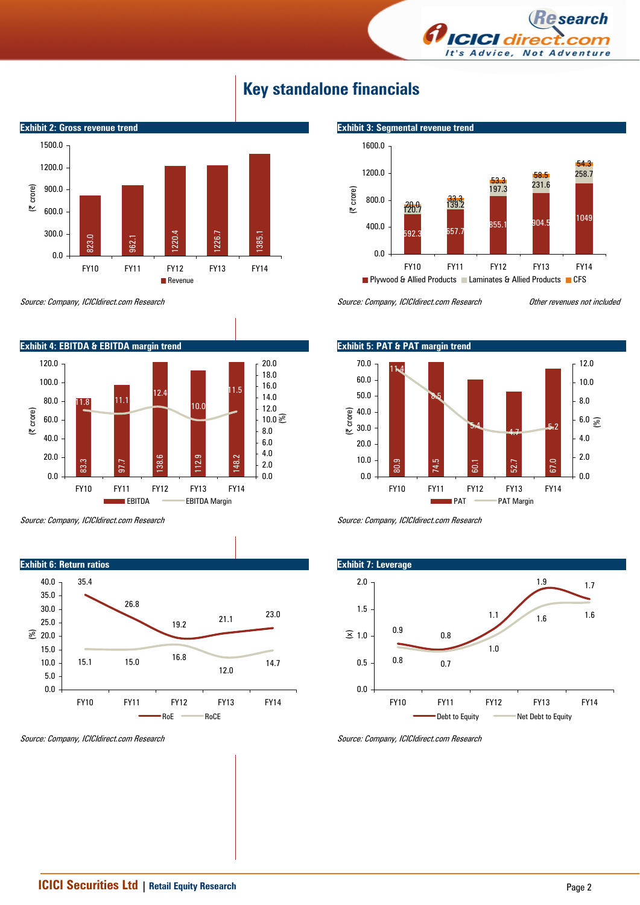# Key standalone financials

**Exhibit 2: Gross revenue trend**

| (₹ crore) | FY10 | FY11 | FY12 | FY13 | FY14 |
|---|---|---|---|---|---|
| Revenue | 823.0 | 962.1 | 1220.4 | 1226.7 | 1385.1 |

*Source: Company, ICICIdirect.com Research*

**Exhibit 3: Segmental revenue trend**

| (₹ crore) | FY10 | FY11 | FY12 | FY13 | FY14 |
|---|---|---|---|---|---|
| Plywood & Allied Products | 592.3 | 657.7 | 855.1 | 904.5 | 1049 |
| Laminates & Allied Products | 120.7 | 139.2 | 197.3 | 231.6 | 258.7 |
| CFS | 20.0 | 33.3 | 53.3 | 58.5 | 54.3 |

*Source: Company, ICICIdirect.com Research*

*Other revenues not included*

**Exhibit 4: EBITDA & EBITDA margin trend**

| | FY10 | FY11 | FY12 | FY13 | FY14 |
|---|---|---|---|---|---|
| EBITDA (₹ crore) | 83.3 | 97.7 | 138.6 | 112.9 | 148.2 |
| EBITDA Margin (%) | 11.8 | 11.1 | 12.4 | 10.0 | 11.5 |

*Source: Company, ICICIdirect.com Research*

**Exhibit 5: PAT & PAT margin trend**

| | FY10 | FY11 | FY12 | FY13 | FY14 |
|---|---|---|---|---|---|
| PAT (₹ crore) | 80.9 | 74.5 | 60.1 | 52.7 | 67.0 |
| PAT Margin (%) | 11.4 | 8.5 | 5.4 | 4.7 | 5.2 |

*Source: Company, ICICIdirect.com Research*

**Exhibit 6: Return ratios**

| (%) | FY10 | FY11 | FY12 | FY13 | FY14 |
|---|---|---|---|---|---|
| RoE | 35.4 | 26.8 | 19.2 | 21.1 | 23.0 |
| RoCE | 15.1 | 15.0 | 16.8 | 12.0 | 14.7 |

*Source: Company, ICICIdirect.com Research*

**Exhibit 7: Leverage**

| (x) | FY10 | FY11 | FY12 | FY13 | FY14 |
|---|---|---|---|---|---|
| Debt to Equity | 0.9 | 0.8 | 1.1 | 1.9 | 1.7 |
| Net Debt to Equity | 0.8 | 0.7 | 1.0 | 1.6 | 1.6 |

*Source: Company, ICICIdirect.com Research*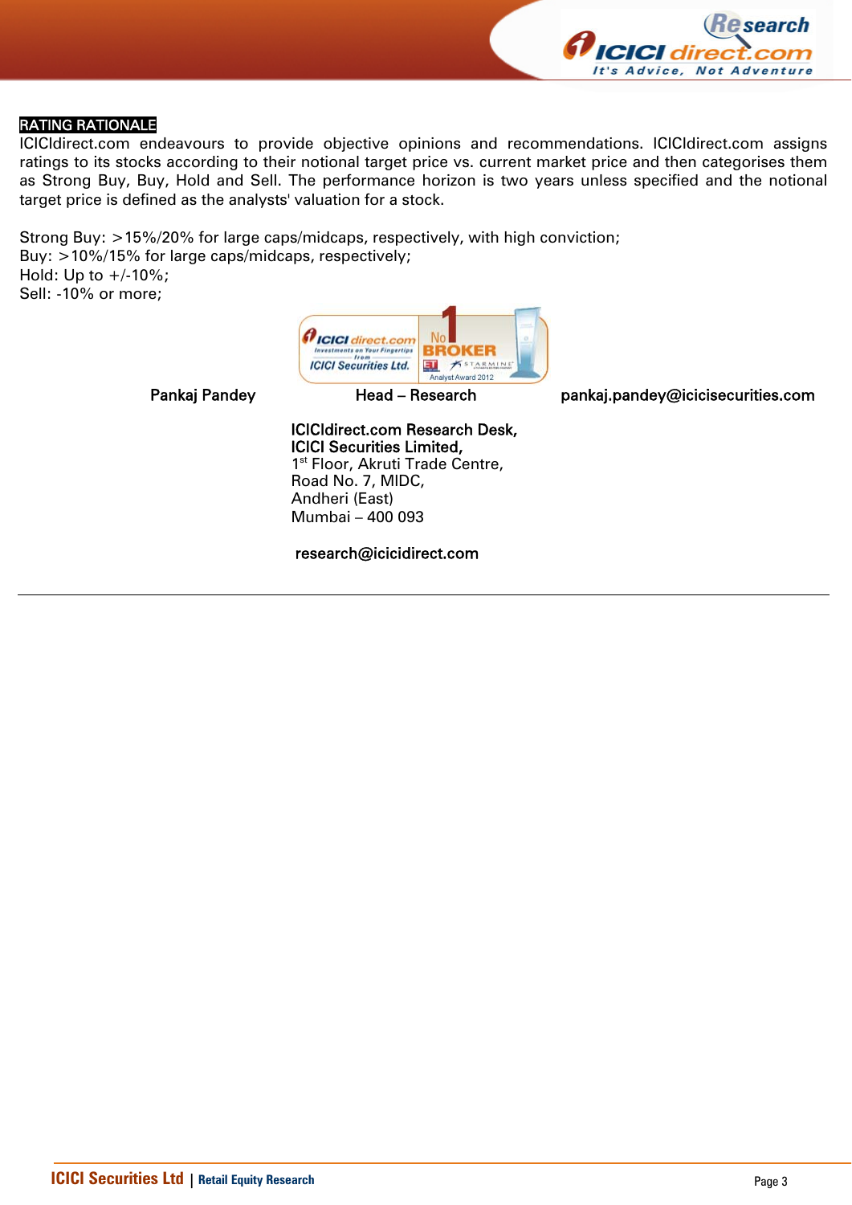## RATING RATIONALE

ICICIdirect.com endeavours to provide objective opinions and recommendations. ICICIdirect.com assigns ratings to its stocks according to their notional target price vs. current market price and then categorises them as Strong Buy, Buy, Hold and Sell. The performance horizon is two years unless specified and the notional target price is defined as the analysts' valuation for a stock.

Strong Buy: >15%/20% for large caps/midcaps, respectively, with high conviction;
Buy: >10%/15% for large caps/midcaps, respectively;
Hold: Up to +/-10%;
Sell: -10% or more;

| Pankaj Pandey | Head – Research | pankaj.pandey@icicisecurities.com |
|---|---|---|

**ICICIdirect.com Research Desk,**
**ICICI Securities Limited,**
1st Floor, Akruti Trade Centre,
Road No. 7, MIDC,
Andheri (East)
Mumbai – 400 093

research@icicidirect.com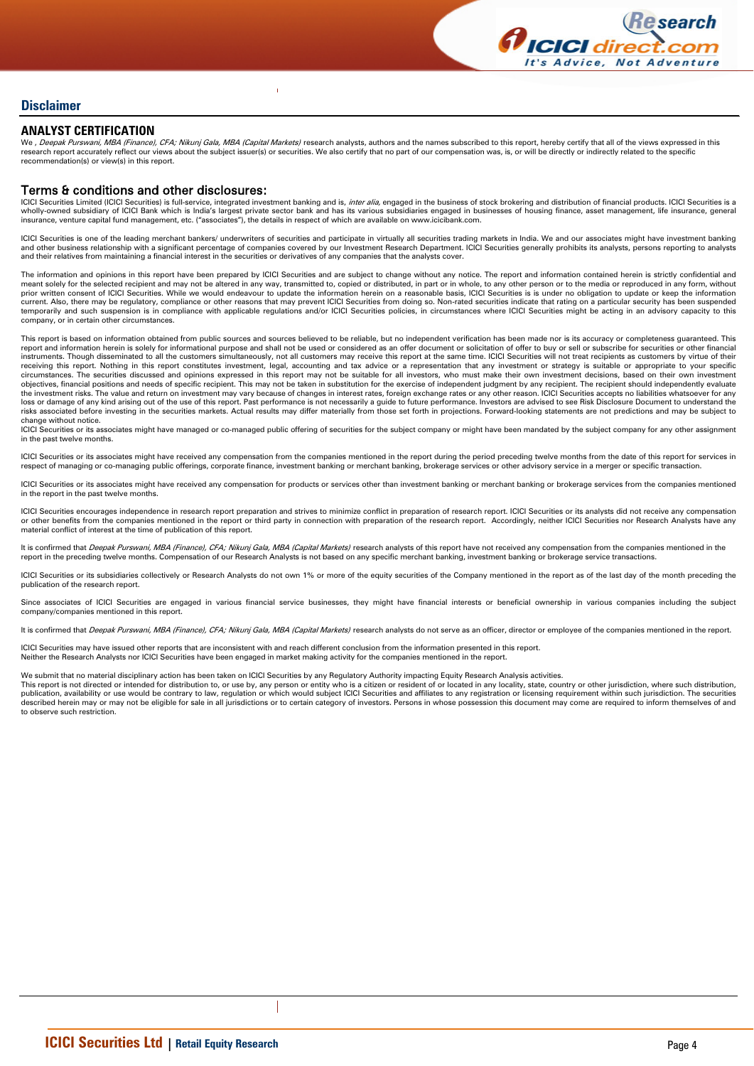## Disclaimer

### ANALYST CERTIFICATION

We , *Deepak Purswani, MBA (Finance), CFA; Nikunj Gala, MBA (Capital Markets)* research analysts, authors and the names subscribed to this report, hereby certify that all of the views expressed in this research report accurately reflect our views about the subject issuer(s) or securities. We also certify that no part of our compensation was, is, or will be directly or indirectly related to the specific recommendation(s) or view(s) in this report.

### Terms & conditions and other disclosures:

ICICI Securities Limited (ICICI Securities) is full-service, integrated investment banking and is, *inter alia,* engaged in the business of stock brokering and distribution of financial products. ICICI Securities is a wholly-owned subsidiary of ICICI Bank which is India's largest private sector bank and has its various subsidiaries engaged in businesses of housing finance, asset management, life insurance, general insurance, venture capital fund management, etc. ("associates"), the details in respect of which are available on www.icicibank.com.

ICICI Securities is one of the leading merchant bankers/ underwriters of securities and participate in virtually all securities trading markets in India. We and our associates might have investment banking and other business relationship with a significant percentage of companies covered by our Investment Research Department. ICICI Securities generally prohibits its analysts, persons reporting to analysts and their relatives from maintaining a financial interest in the securities or derivatives of any companies that the analysts cover.

The information and opinions in this report have been prepared by ICICI Securities and are subject to change without any notice. The report and information contained herein is strictly confidential and meant solely for the selected recipient and may not be altered in any way, transmitted to, copied or distributed, in part or in whole, to any other person or to the media or reproduced in any form, without prior written consent of ICICI Securities. While we would endeavour to update the information herein on a reasonable basis, ICICI Securities is under no obligation to update or keep the information current. Also, there may be regulatory, compliance or other reasons that may prevent ICICI Securities from doing so. Non-rated securities indicate that rating on a particular security has been suspended temporarily and such suspension is in compliance with applicable regulations and/or ICICI Securities policies, in circumstances where ICICI Securities might be acting in an advisory capacity to this company, or in certain other circumstances.

This report is based on information obtained from public sources and sources believed to be reliable, but no independent verification has been made nor is its accuracy or completeness guaranteed. This report and information herein is solely for informational purpose and shall not be used or considered as an offer document or solicitation of offer to buy or sell or subscribe for securities or other financial instruments. Though disseminated to all the customers simultaneously, not all customers may receive this report at the same time. ICICI Securities will not treat recipients as customers by virtue of their receiving this report. Nothing in this report constitutes investment, legal, accounting and tax advice or a representation that any investment or strategy is suitable or appropriate to your specific circumstances. The securities discussed and opinions expressed in this report may not be suitable for all investors, who must make their own investment decisions, based on their own investment objectives, financial positions and needs of specific recipient. This may not be taken in substitution for the exercise of independent judgment by any recipient. The recipient should independently evaluate the investment risks. The value and return on investment may vary because of changes in interest rates, foreign exchange rates or any other reason. ICICI Securities accepts no liabilities whatsoever for any loss or damage of any kind arising out of the use of this report. Past performance is not necessarily a guide to future performance. Investors are advised to see Risk Disclosure Document to understand the risks associated before investing in the securities markets. Actual results may differ materially from those set forth in projections. Forward-looking statements are not predictions and may be subject to change without notice.

ICICI Securities or its associates might have managed or co-managed public offering of securities for the subject company or might have been mandated by the subject company for any other assignment in the past twelve months.

ICICI Securities or its associates might have received any compensation from the companies mentioned in the report during the period preceding twelve months from the date of this report for services in respect of managing or co-managing public offerings, corporate finance, investment banking or merchant banking, brokerage services or other advisory service in a merger or specific transaction.

ICICI Securities or its associates might have received any compensation for products or services other than investment banking or merchant banking or brokerage services from the companies mentioned in the report in the past twelve months.

ICICI Securities encourages independence in research report preparation and strives to minimize conflict in preparation of research report. ICICI Securities or its analysts did not receive any compensation or other benefits from the companies mentioned in the report or third party in connection with preparation of the research report. Accordingly, neither ICICI Securities nor Research Analysts have any material conflict of interest at the time of publication of this report.

It is confirmed that *Deepak Purswani, MBA (Finance), CFA; Nikunj Gala, MBA (Capital Markets)* research analysts of this report have not received any compensation from the companies mentioned in the report in the preceding twelve months. Compensation of our Research Analysts is not based on any specific merchant banking, investment banking or brokerage service transactions.

ICICI Securities or its subsidiaries collectively or Research Analysts do not own 1% or more of the equity securities of the Company mentioned in the report as of the last day of the month preceding the publication of the research report.

Since associates of ICICI Securities are engaged in various financial service businesses, they might have financial interests or beneficial ownership in various companies including the subject company/companies mentioned in this report.

It is confirmed that *Deepak Purswani, MBA (Finance), CFA; Nikunj Gala, MBA (Capital Markets)* research analysts do not serve as an officer, director or employee of the companies mentioned in the report.

ICICI Securities may have issued other reports that are inconsistent with and reach different conclusion from the information presented in this report.
Neither the Research Analysts nor ICICI Securities have been engaged in market making activity for the companies mentioned in the report.

We submit that no material disciplinary action has been taken on ICICI Securities by any Regulatory Authority impacting Equity Research Analysis activities.
This report is not directed or intended for distribution to, or use by, any person or entity who is a citizen or resident of or located in any locality, state, country or other jurisdiction, where such distribution, publication, availability or use would be contrary to law, regulation or which would subject ICICI Securities and affiliates to any registration or licensing requirement within such jurisdiction. The securities described herein may or may not be eligible for sale in all jurisdictions or to certain category of investors. Persons in whose possession this document may come are required to inform themselves of and to observe such restriction.